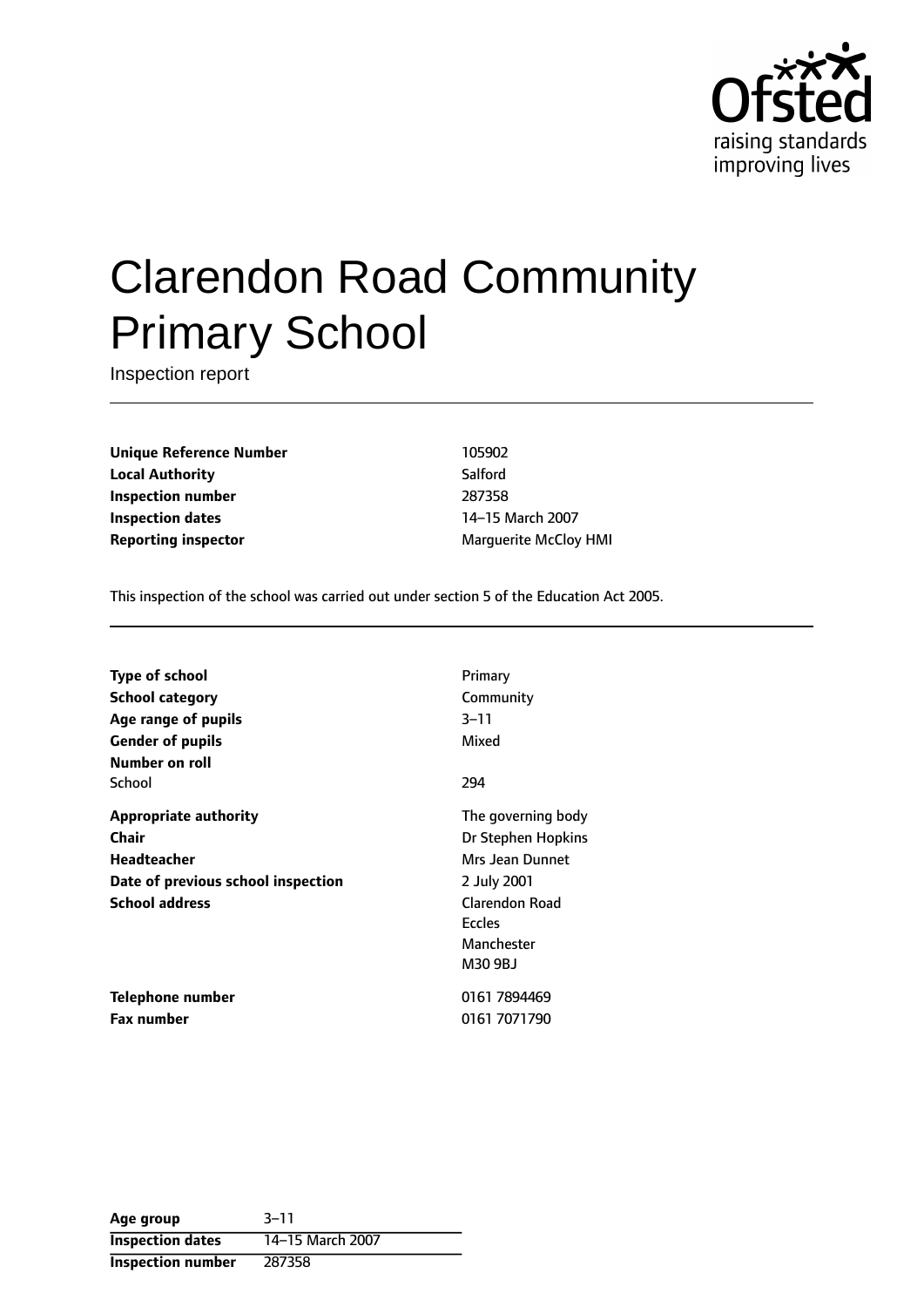Ofsted
raising standards
improving lives

# Clarendon Road Community Primary School

Inspection report

| | |
|---|---|
| **Unique Reference Number** | 105902 |
| **Local Authority** | Salford |
| **Inspection number** | 287358 |
| **Inspection dates** | 14–15 March 2007 |
| **Reporting inspector** | Marguerite McCloy HMI |

This inspection of the school was carried out under section 5 of the Education Act 2005.

| | |
|---|---|
| **Type of school** | Primary |
| **School category** | Community |
| **Age range of pupils** | 3–11 |
| **Gender of pupils** | Mixed |
| **Number on roll** | |
| School | 294 |
| **Appropriate authority** | The governing body |
| **Chair** | Dr Stephen Hopkins |
| **Headteacher** | Mrs Jean Dunnet |
| **Date of previous school inspection** | 2 July 2001 |
| **School address** | Clarendon Road<br>Eccles<br>Manchester<br>M30 9BJ |
| **Telephone number** | 0161 7894469 |
| **Fax number** | 0161 7071790 |

| | |
|---|---|
| **Age group** | 3–11 |
| **Inspection dates** | 14–15 March 2007 |
| **Inspection number** | 287358 |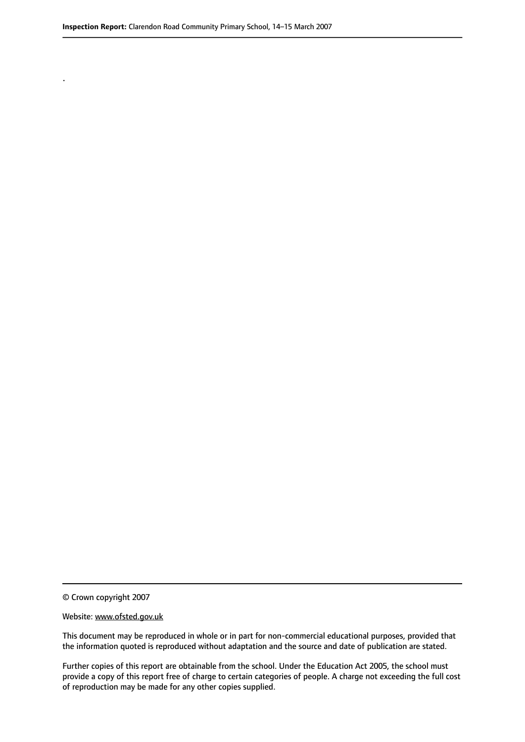.

© Crown copyright 2007

Website: www.ofsted.gov.uk

This document may be reproduced in whole or in part for non-commercial educational purposes, provided that the information quoted is reproduced without adaptation and the source and date of publication are stated.

Further copies of this report are obtainable from the school. Under the Education Act 2005, the school must provide a copy of this report free of charge to certain categories of people. A charge not exceeding the full cost of reproduction may be made for any other copies supplied.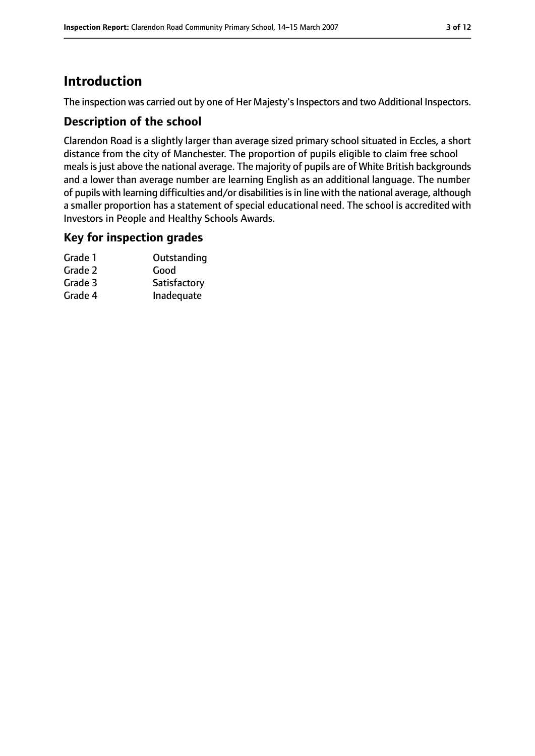## Introduction

The inspection was carried out by one of Her Majesty's Inspectors and two Additional Inspectors.

### Description of the school

Clarendon Road is a slightly larger than average sized primary school situated in Eccles, a short distance from the city of Manchester. The proportion of pupils eligible to claim free school meals is just above the national average. The majority of pupils are of White British backgrounds and a lower than average number are learning English as an additional language. The number of pupils with learning difficulties and/or disabilities is in line with the national average, although a smaller proportion has a statement of special educational need. The school is accredited with Investors in People and Healthy Schools Awards.

### Key for inspection grades

| | |
|---|---|
| Grade 1 | Outstanding |
| Grade 2 | Good |
| Grade 3 | Satisfactory |
| Grade 4 | Inadequate |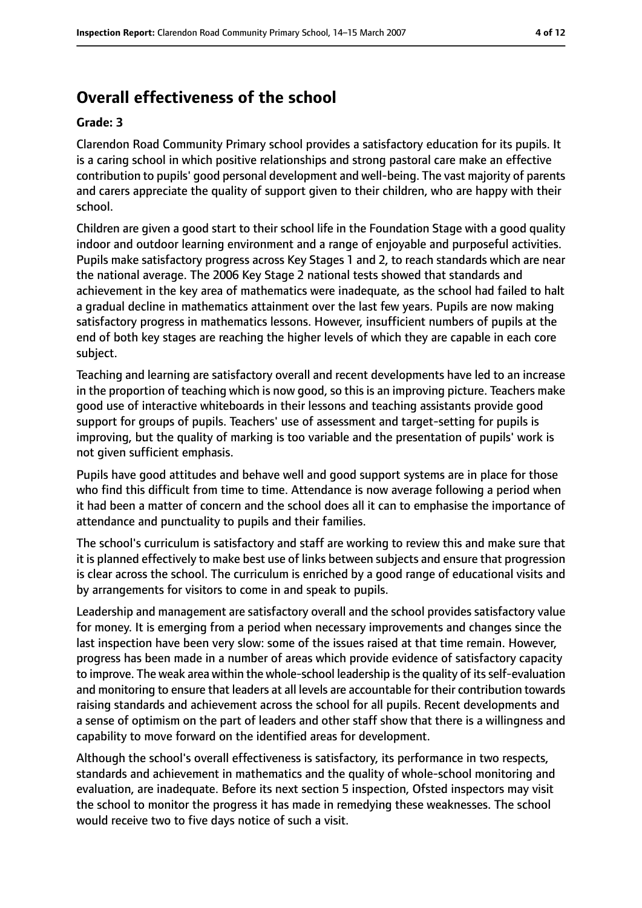## Overall effectiveness of the school

### Grade: 3

Clarendon Road Community Primary school provides a satisfactory education for its pupils. It is a caring school in which positive relationships and strong pastoral care make an effective contribution to pupils' good personal development and well-being. The vast majority of parents and carers appreciate the quality of support given to their children, who are happy with their school.

Children are given a good start to their school life in the Foundation Stage with a good quality indoor and outdoor learning environment and a range of enjoyable and purposeful activities. Pupils make satisfactory progress across Key Stages 1 and 2, to reach standards which are near the national average. The 2006 Key Stage 2 national tests showed that standards and achievement in the key area of mathematics were inadequate, as the school had failed to halt a gradual decline in mathematics attainment over the last few years. Pupils are now making satisfactory progress in mathematics lessons. However, insufficient numbers of pupils at the end of both key stages are reaching the higher levels of which they are capable in each core subject.

Teaching and learning are satisfactory overall and recent developments have led to an increase in the proportion of teaching which is now good, so this is an improving picture. Teachers make good use of interactive whiteboards in their lessons and teaching assistants provide good support for groups of pupils. Teachers' use of assessment and target-setting for pupils is improving, but the quality of marking is too variable and the presentation of pupils' work is not given sufficient emphasis.

Pupils have good attitudes and behave well and good support systems are in place for those who find this difficult from time to time. Attendance is now average following a period when it had been a matter of concern and the school does all it can to emphasise the importance of attendance and punctuality to pupils and their families.

The school's curriculum is satisfactory and staff are working to review this and make sure that it is planned effectively to make best use of links between subjects and ensure that progression is clear across the school. The curriculum is enriched by a good range of educational visits and by arrangements for visitors to come in and speak to pupils.

Leadership and management are satisfactory overall and the school provides satisfactory value for money. It is emerging from a period when necessary improvements and changes since the last inspection have been very slow: some of the issues raised at that time remain. However, progress has been made in a number of areas which provide evidence of satisfactory capacity to improve. The weak area within the whole-school leadership is the quality of its self-evaluation and monitoring to ensure that leaders at all levels are accountable for their contribution towards raising standards and achievement across the school for all pupils. Recent developments and a sense of optimism on the part of leaders and other staff show that there is a willingness and capability to move forward on the identified areas for development.

Although the school's overall effectiveness is satisfactory, its performance in two respects, standards and achievement in mathematics and the quality of whole-school monitoring and evaluation, are inadequate. Before its next section 5 inspection, Ofsted inspectors may visit the school to monitor the progress it has made in remedying these weaknesses. The school would receive two to five days notice of such a visit.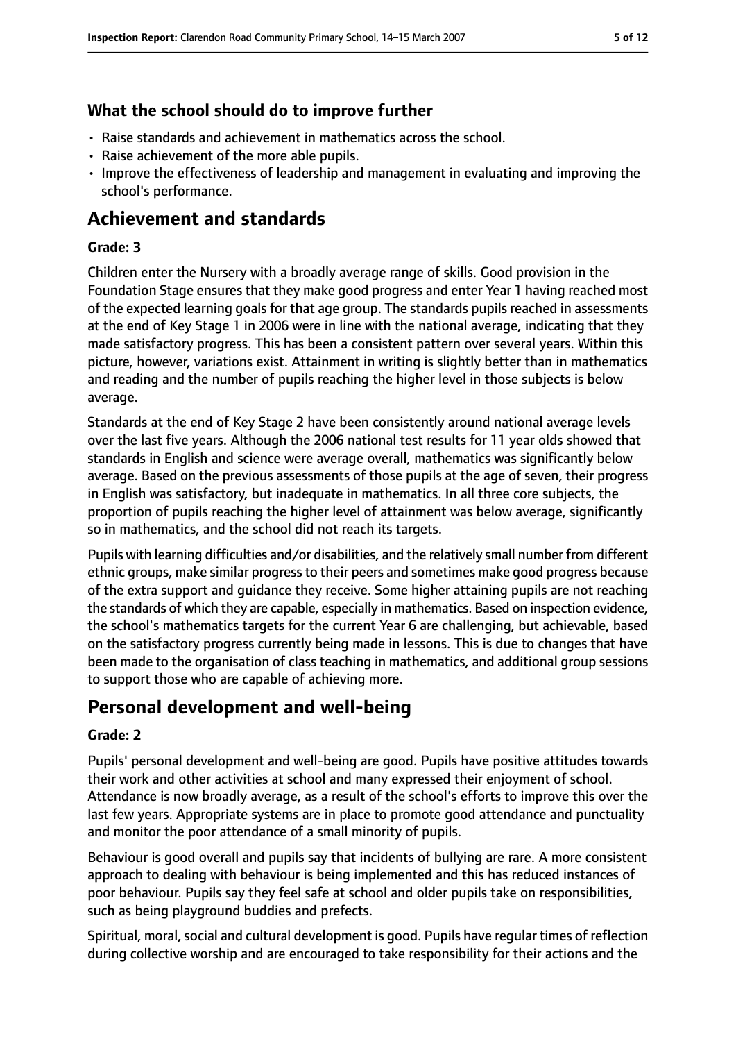### What the school should do to improve further

- Raise standards and achievement in mathematics across the school.
- Raise achievement of the more able pupils.
- Improve the effectiveness of leadership and management in evaluating and improving the school's performance.

## Achievement and standards

#### Grade: 3

Children enter the Nursery with a broadly average range of skills. Good provision in the Foundation Stage ensures that they make good progress and enter Year 1 having reached most of the expected learning goals for that age group. The standards pupils reached in assessments at the end of Key Stage 1 in 2006 were in line with the national average, indicating that they made satisfactory progress. This has been a consistent pattern over several years. Within this picture, however, variations exist. Attainment in writing is slightly better than in mathematics and reading and the number of pupils reaching the higher level in those subjects is below average.

Standards at the end of Key Stage 2 have been consistently around national average levels over the last five years. Although the 2006 national test results for 11 year olds showed that standards in English and science were average overall, mathematics was significantly below average. Based on the previous assessments of those pupils at the age of seven, their progress in English was satisfactory, but inadequate in mathematics. In all three core subjects, the proportion of pupils reaching the higher level of attainment was below average, significantly so in mathematics, and the school did not reach its targets.

Pupils with learning difficulties and/or disabilities, and the relatively small number from different ethnic groups, make similar progress to their peers and sometimes make good progress because of the extra support and guidance they receive. Some higher attaining pupils are not reaching the standards of which they are capable, especially in mathematics. Based on inspection evidence, the school's mathematics targets for the current Year 6 are challenging, but achievable, based on the satisfactory progress currently being made in lessons. This is due to changes that have been made to the organisation of class teaching in mathematics, and additional group sessions to support those who are capable of achieving more.

## Personal development and well-being

#### Grade: 2

Pupils' personal development and well-being are good. Pupils have positive attitudes towards their work and other activities at school and many expressed their enjoyment of school. Attendance is now broadly average, as a result of the school's efforts to improve this over the last few years. Appropriate systems are in place to promote good attendance and punctuality and monitor the poor attendance of a small minority of pupils.

Behaviour is good overall and pupils say that incidents of bullying are rare. A more consistent approach to dealing with behaviour is being implemented and this has reduced instances of poor behaviour. Pupils say they feel safe at school and older pupils take on responsibilities, such as being playground buddies and prefects.

Spiritual, moral, social and cultural development is good. Pupils have regular times of reflection during collective worship and are encouraged to take responsibility for their actions and the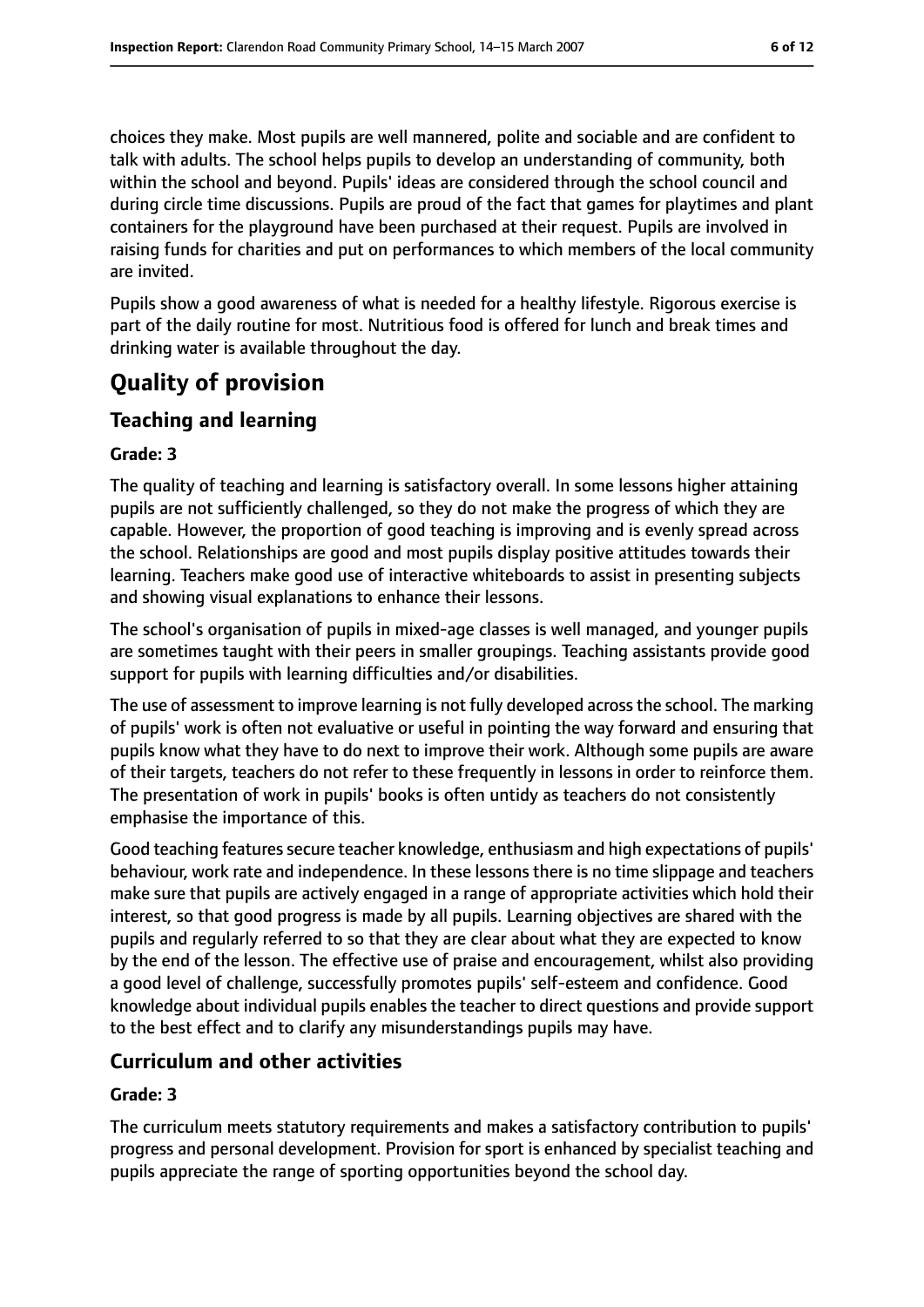choices they make. Most pupils are well mannered, polite and sociable and are confident to talk with adults. The school helps pupils to develop an understanding of community, both within the school and beyond. Pupils' ideas are considered through the school council and during circle time discussions. Pupils are proud of the fact that games for playtimes and plant containers for the playground have been purchased at their request. Pupils are involved in raising funds for charities and put on performances to which members of the local community are invited.

Pupils show a good awareness of what is needed for a healthy lifestyle. Rigorous exercise is part of the daily routine for most. Nutritious food is offered for lunch and break times and drinking water is available throughout the day.

# Quality of provision

## Teaching and learning

**Grade: 3**

The quality of teaching and learning is satisfactory overall. In some lessons higher attaining pupils are not sufficiently challenged, so they do not make the progress of which they are capable. However, the proportion of good teaching is improving and is evenly spread across the school. Relationships are good and most pupils display positive attitudes towards their learning. Teachers make good use of interactive whiteboards to assist in presenting subjects and showing visual explanations to enhance their lessons.

The school's organisation of pupils in mixed-age classes is well managed, and younger pupils are sometimes taught with their peers in smaller groupings. Teaching assistants provide good support for pupils with learning difficulties and/or disabilities.

The use of assessment to improve learning is not fully developed across the school. The marking of pupils' work is often not evaluative or useful in pointing the way forward and ensuring that pupils know what they have to do next to improve their work. Although some pupils are aware of their targets, teachers do not refer to these frequently in lessons in order to reinforce them. The presentation of work in pupils' books is often untidy as teachers do not consistently emphasise the importance of this.

Good teaching features secure teacher knowledge, enthusiasm and high expectations of pupils' behaviour, work rate and independence. In these lessons there is no time slippage and teachers make sure that pupils are actively engaged in a range of appropriate activities which hold their interest, so that good progress is made by all pupils. Learning objectives are shared with the pupils and regularly referred to so that they are clear about what they are expected to know by the end of the lesson. The effective use of praise and encouragement, whilst also providing a good level of challenge, successfully promotes pupils' self-esteem and confidence. Good knowledge about individual pupils enables the teacher to direct questions and provide support to the best effect and to clarify any misunderstandings pupils may have.

## Curriculum and other activities

**Grade: 3**

The curriculum meets statutory requirements and makes a satisfactory contribution to pupils' progress and personal development. Provision for sport is enhanced by specialist teaching and pupils appreciate the range of sporting opportunities beyond the school day.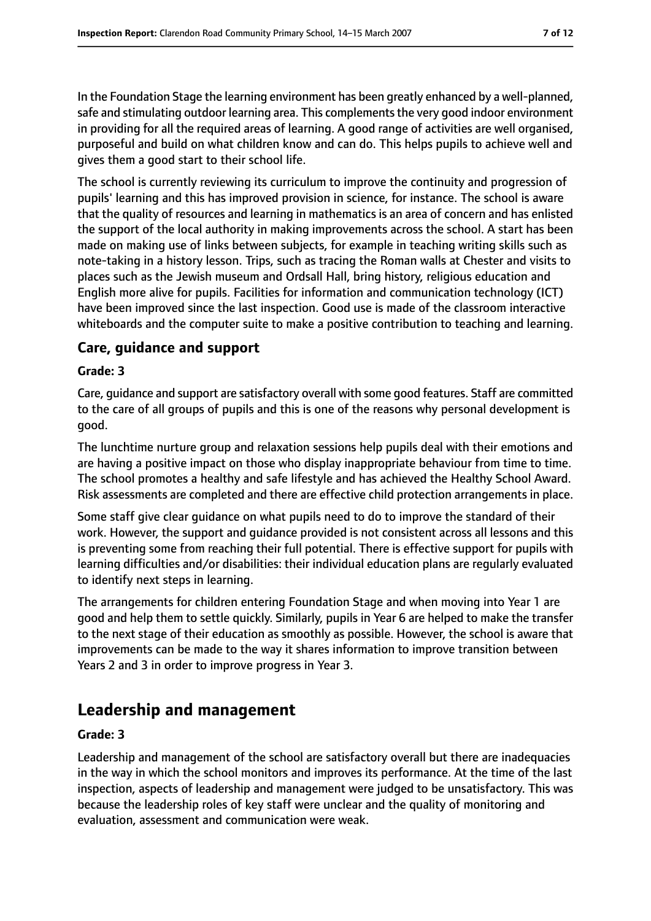In the Foundation Stage the learning environment has been greatly enhanced by a well-planned, safe and stimulating outdoor learning area. This complements the very good indoor environment in providing for all the required areas of learning. A good range of activities are well organised, purposeful and build on what children know and can do. This helps pupils to achieve well and gives them a good start to their school life.

The school is currently reviewing its curriculum to improve the continuity and progression of pupils' learning and this has improved provision in science, for instance. The school is aware that the quality of resources and learning in mathematics is an area of concern and has enlisted the support of the local authority in making improvements across the school. A start has been made on making use of links between subjects, for example in teaching writing skills such as note-taking in a history lesson. Trips, such as tracing the Roman walls at Chester and visits to places such as the Jewish museum and Ordsall Hall, bring history, religious education and English more alive for pupils. Facilities for information and communication technology (ICT) have been improved since the last inspection. Good use is made of the classroom interactive whiteboards and the computer suite to make a positive contribution to teaching and learning.

### Care, guidance and support

#### Grade: 3

Care, guidance and support are satisfactory overall with some good features. Staff are committed to the care of all groups of pupils and this is one of the reasons why personal development is good.

The lunchtime nurture group and relaxation sessions help pupils deal with their emotions and are having a positive impact on those who display inappropriate behaviour from time to time. The school promotes a healthy and safe lifestyle and has achieved the Healthy School Award. Risk assessments are completed and there are effective child protection arrangements in place.

Some staff give clear guidance on what pupils need to do to improve the standard of their work. However, the support and guidance provided is not consistent across all lessons and this is preventing some from reaching their full potential. There is effective support for pupils with learning difficulties and/or disabilities: their individual education plans are regularly evaluated to identify next steps in learning.

The arrangements for children entering Foundation Stage and when moving into Year 1 are good and help them to settle quickly. Similarly, pupils in Year 6 are helped to make the transfer to the next stage of their education as smoothly as possible. However, the school is aware that improvements can be made to the way it shares information to improve transition between Years 2 and 3 in order to improve progress in Year 3.

## Leadership and management

#### Grade: 3

Leadership and management of the school are satisfactory overall but there are inadequacies in the way in which the school monitors and improves its performance. At the time of the last inspection, aspects of leadership and management were judged to be unsatisfactory. This was because the leadership roles of key staff were unclear and the quality of monitoring and evaluation, assessment and communication were weak.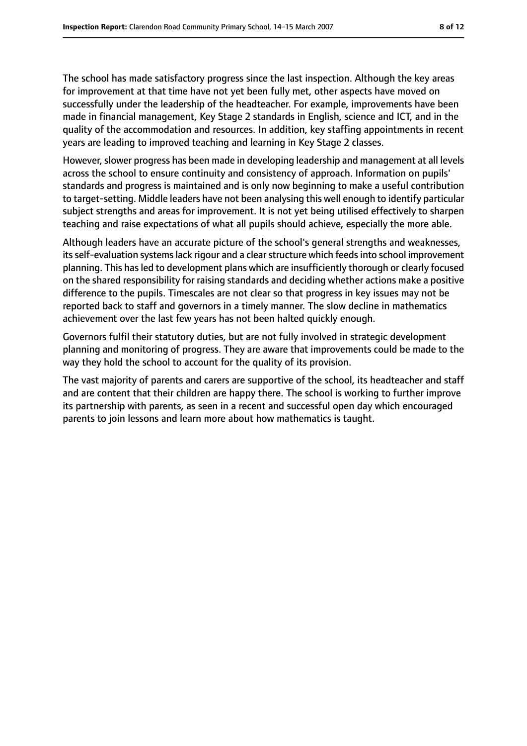The school has made satisfactory progress since the last inspection. Although the key areas for improvement at that time have not yet been fully met, other aspects have moved on successfully under the leadership of the headteacher. For example, improvements have been made in financial management, Key Stage 2 standards in English, science and ICT, and in the quality of the accommodation and resources. In addition, key staffing appointments in recent years are leading to improved teaching and learning in Key Stage 2 classes.

However, slower progress has been made in developing leadership and management at all levels across the school to ensure continuity and consistency of approach. Information on pupils' standards and progress is maintained and is only now beginning to make a useful contribution to target-setting. Middle leaders have not been analysing this well enough to identify particular subject strengths and areas for improvement. It is not yet being utilised effectively to sharpen teaching and raise expectations of what all pupils should achieve, especially the more able.

Although leaders have an accurate picture of the school's general strengths and weaknesses, its self-evaluation systems lack rigour and a clear structure which feeds into school improvement planning. This has led to development plans which are insufficiently thorough or clearly focused on the shared responsibility for raising standards and deciding whether actions make a positive difference to the pupils. Timescales are not clear so that progress in key issues may not be reported back to staff and governors in a timely manner. The slow decline in mathematics achievement over the last few years has not been halted quickly enough.

Governors fulfil their statutory duties, but are not fully involved in strategic development planning and monitoring of progress. They are aware that improvements could be made to the way they hold the school to account for the quality of its provision.

The vast majority of parents and carers are supportive of the school, its headteacher and staff and are content that their children are happy there. The school is working to further improve its partnership with parents, as seen in a recent and successful open day which encouraged parents to join lessons and learn more about how mathematics is taught.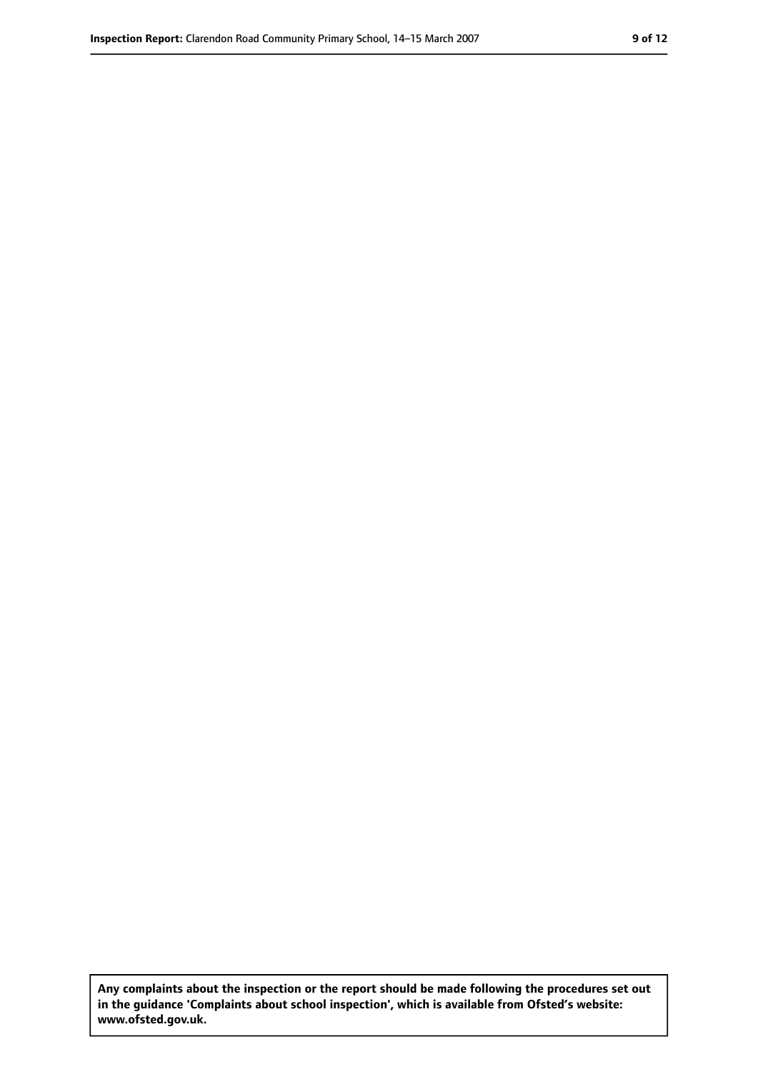**Any complaints about the inspection or the report should be made following the procedures set out in the guidance 'Complaints about school inspection', which is available from Ofsted's website: www.ofsted.gov.uk.**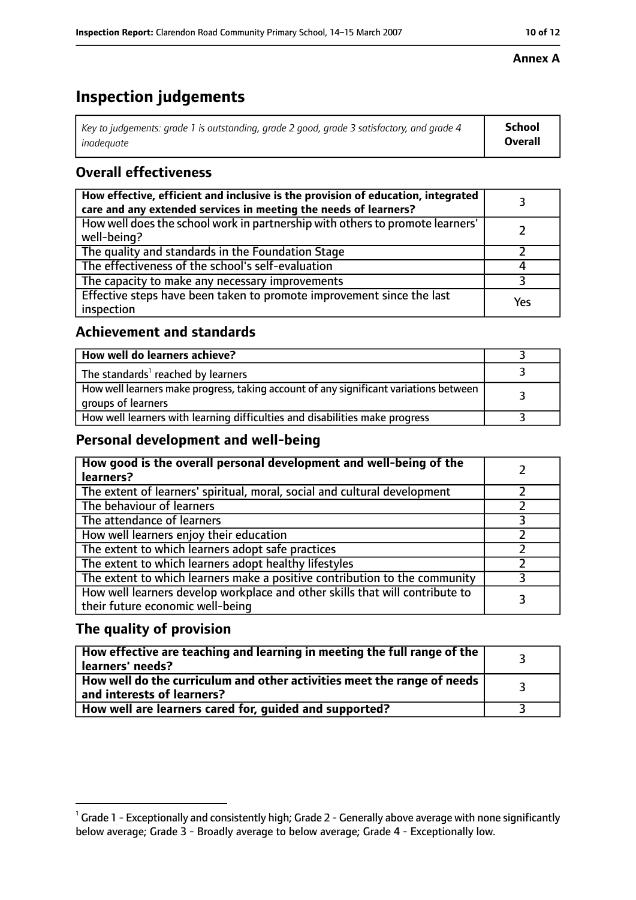**Annex A**

# Inspection judgements

| *Key to judgements: grade 1 is outstanding, grade 2 good, grade 3 satisfactory, and grade 4 inadequate* | **School Overall** |
|---|---|

## Overall effectiveness

| | |
|---|---|
| **How effective, efficient and inclusive is the provision of education, integrated care and any extended services in meeting the needs of learners?** | 3 |
| How well does the school work in partnership with others to promote learners' well-being? | 2 |
| The quality and standards in the Foundation Stage | 2 |
| The effectiveness of the school's self-evaluation | 4 |
| The capacity to make any necessary improvements | 3 |
| Effective steps have been taken to promote improvement since the last inspection | Yes |

## Achievement and standards

| | |
|---|---|
| **How well do learners achieve?** | 3 |
| The standards[1] reached by learners | 3 |
| How well learners make progress, taking account of any significant variations between groups of learners | 3 |
| How well learners with learning difficulties and disabilities make progress | 3 |

## Personal development and well-being

| | |
|---|---|
| **How good is the overall personal development and well-being of the learners?** | 2 |
| The extent of learners' spiritual, moral, social and cultural development | 2 |
| The behaviour of learners | 2 |
| The attendance of learners | 3 |
| How well learners enjoy their education | 2 |
| The extent to which learners adopt safe practices | 2 |
| The extent to which learners adopt healthy lifestyles | 2 |
| The extent to which learners make a positive contribution to the community | 3 |
| How well learners develop workplace and other skills that will contribute to their future economic well-being | 3 |

## The quality of provision

| | |
|---|---|
| **How effective are teaching and learning in meeting the full range of the learners' needs?** | 3 |
| **How well do the curriculum and other activities meet the range of needs and interests of learners?** | 3 |
| **How well are learners cared for, guided and supported?** | 3 |

[1] Grade 1 - Exceptionally and consistently high; Grade 2 - Generally above average with none significantly below average; Grade 3 - Broadly average to below average; Grade 4 - Exceptionally low.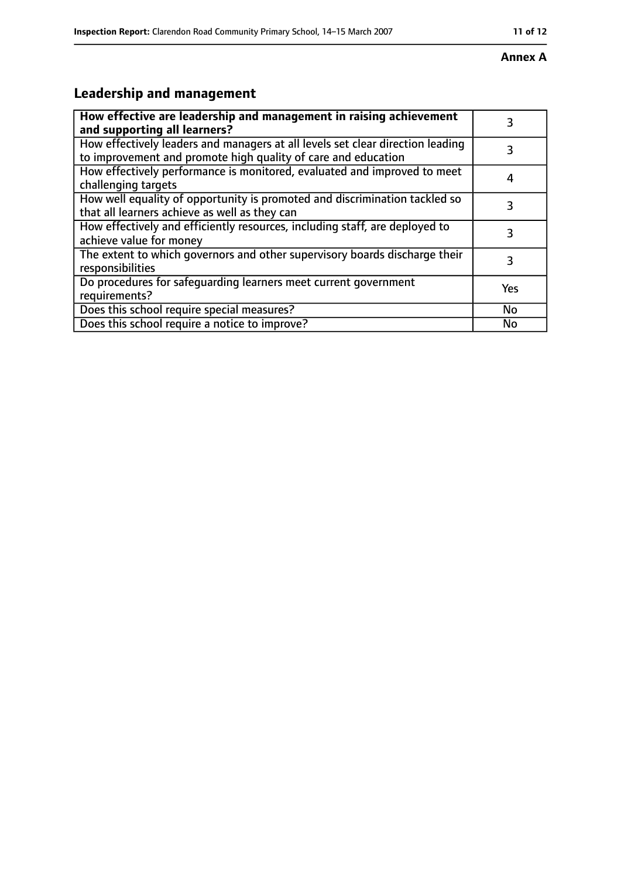**Annex A**

## Leadership and management

| How effective are leadership and management in raising achievement and supporting all learners? | 3 |
|---|---|
| How effectively leaders and managers at all levels set clear direction leading to improvement and promote high quality of care and education | 3 |
| How effectively performance is monitored, evaluated and improved to meet challenging targets | 4 |
| How well equality of opportunity is promoted and discrimination tackled so that all learners achieve as well as they can | 3 |
| How effectively and efficiently resources, including staff, are deployed to achieve value for money | 3 |
| The extent to which governors and other supervisory boards discharge their responsibilities | 3 |
| Do procedures for safeguarding learners meet current government requirements? | Yes |
| Does this school require special measures? | No |
| Does this school require a notice to improve? | No |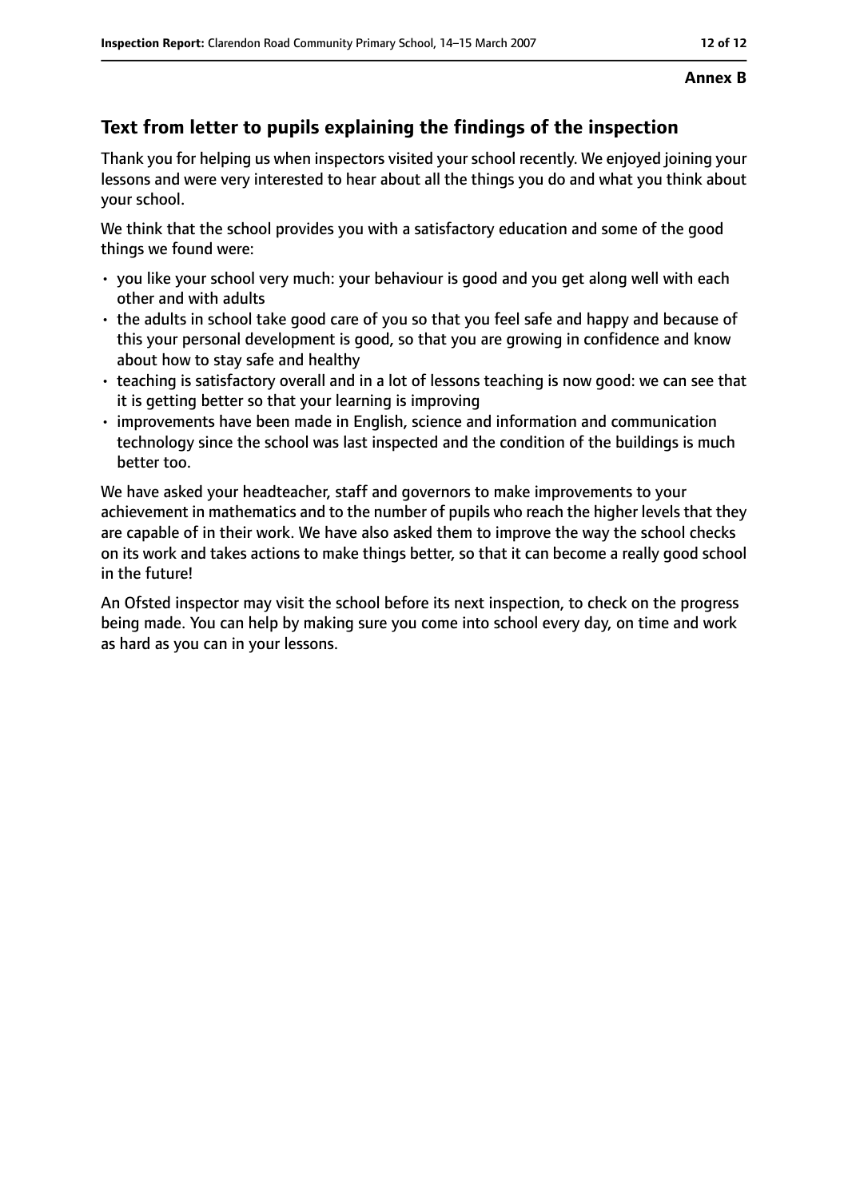**Annex B**

## Text from letter to pupils explaining the findings of the inspection

Thank you for helping us when inspectors visited your school recently. We enjoyed joining your lessons and were very interested to hear about all the things you do and what you think about your school.

We think that the school provides you with a satisfactory education and some of the good things we found were:

- you like your school very much: your behaviour is good and you get along well with each other and with adults
- the adults in school take good care of you so that you feel safe and happy and because of this your personal development is good, so that you are growing in confidence and know about how to stay safe and healthy
- teaching is satisfactory overall and in a lot of lessons teaching is now good: we can see that it is getting better so that your learning is improving
- improvements have been made in English, science and information and communication technology since the school was last inspected and the condition of the buildings is much better too.

We have asked your headteacher, staff and governors to make improvements to your achievement in mathematics and to the number of pupils who reach the higher levels that they are capable of in their work. We have also asked them to improve the way the school checks on its work and takes actions to make things better, so that it can become a really good school in the future!

An Ofsted inspector may visit the school before its next inspection, to check on the progress being made. You can help by making sure you come into school every day, on time and work as hard as you can in your lessons.